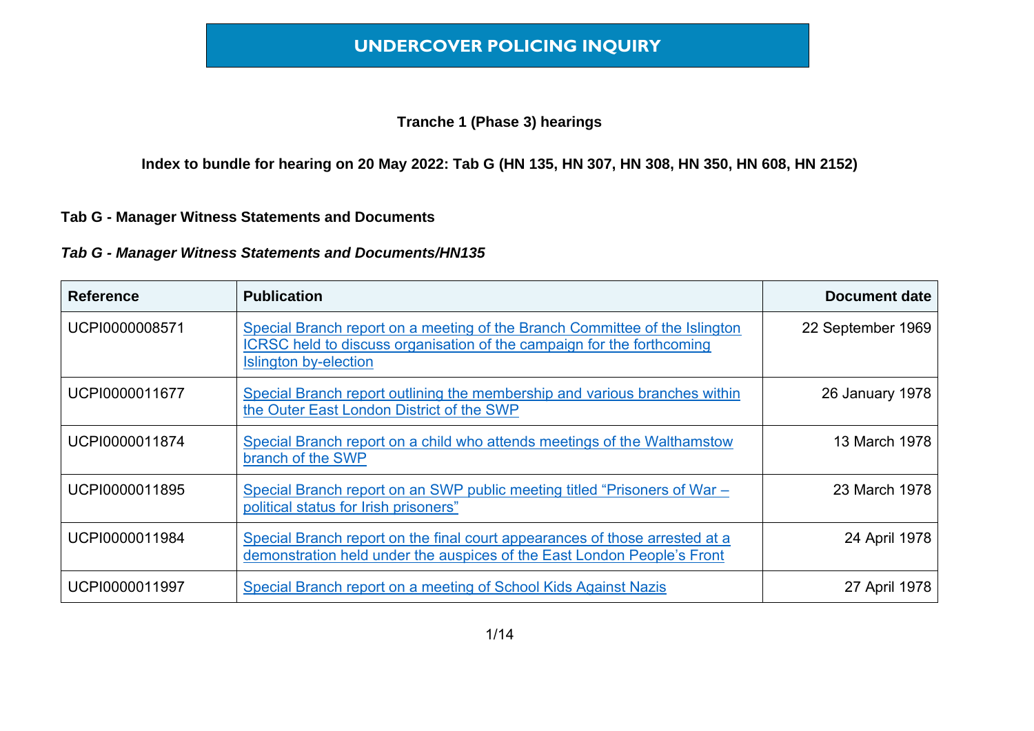# UNDERCOVER POLICING INQUIRY

**Tranche 1 (Phase 3) hearings**

**Index to bundle for hearing on 20 May 2022: Tab G (HN 135, HN 307, HN 308, HN 350, HN 608, HN 2152)**

**Tab G - Manager Witness Statements and Documents**

***Tab G - Manager Witness Statements and Documents/HN135***

| Reference | Publication | Document date |
|---|---|---|
| UCPI0000008571 | Special Branch report on a meeting of the Branch Committee of the Islington ICRSC held to discuss organisation of the campaign for the forthcoming Islington by-election | 22 September 1969 |
| UCPI0000011677 | Special Branch report outlining the membership and various branches within the Outer East London District of the SWP | 26 January 1978 |
| UCPI0000011874 | Special Branch report on a child who attends meetings of the Walthamstow branch of the SWP | 13 March 1978 |
| UCPI0000011895 | Special Branch report on an SWP public meeting titled "Prisoners of War – political status for Irish prisoners" | 23 March 1978 |
| UCPI0000011984 | Special Branch report on the final court appearances of those arrested at a demonstration held under the auspices of the East London People's Front | 24 April 1978 |
| UCPI0000011997 | Special Branch report on a meeting of School Kids Against Nazis | 27 April 1978 |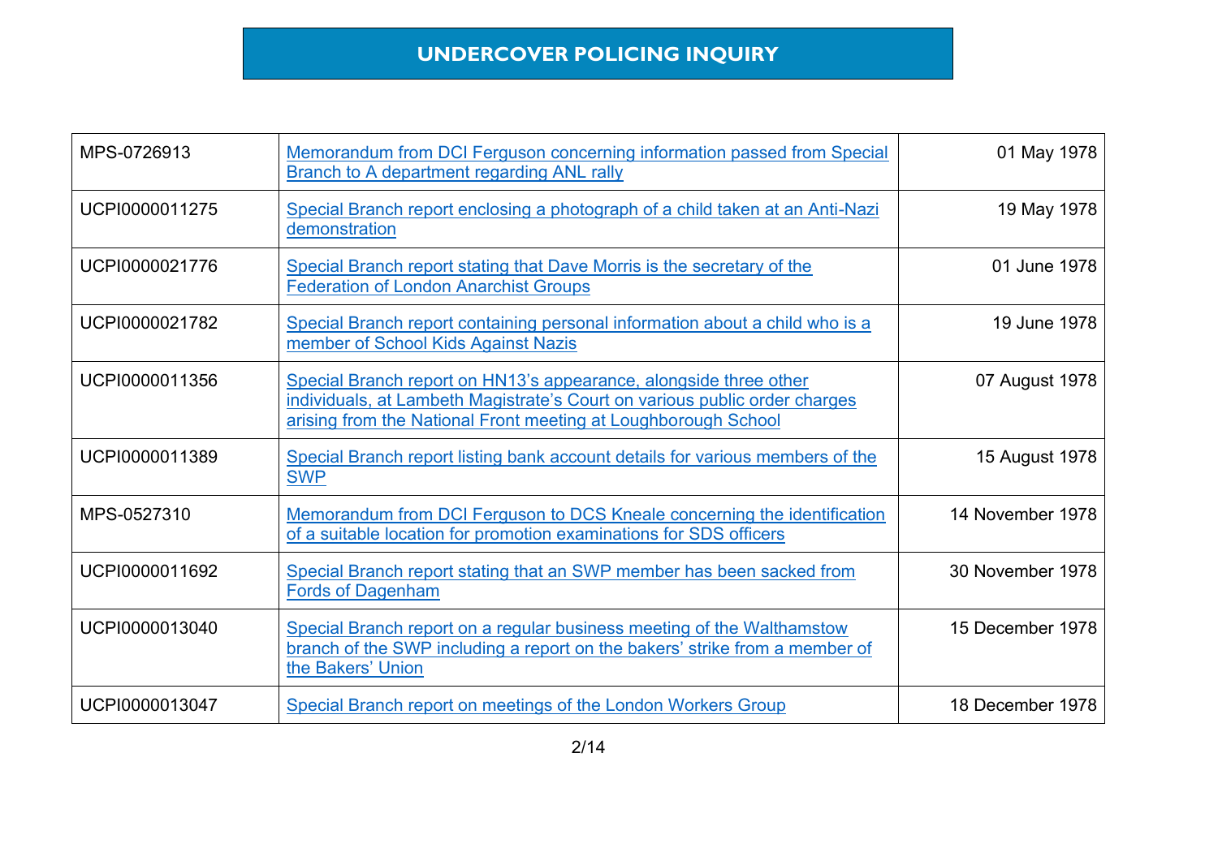# UNDERCOVER POLICING INQUIRY

| | | |
|---|---|---|
| MPS-0726913 | Memorandum from DCI Ferguson concerning information passed from Special Branch to A department regarding ANL rally | 01 May 1978 |
| UCPI0000011275 | Special Branch report enclosing a photograph of a child taken at an Anti-Nazi demonstration | 19 May 1978 |
| UCPI0000021776 | Special Branch report stating that Dave Morris is the secretary of the Federation of London Anarchist Groups | 01 June 1978 |
| UCPI0000021782 | Special Branch report containing personal information about a child who is a member of School Kids Against Nazis | 19 June 1978 |
| UCPI0000011356 | Special Branch report on HN13's appearance, alongside three other individuals, at Lambeth Magistrate's Court on various public order charges arising from the National Front meeting at Loughborough School | 07 August 1978 |
| UCPI0000011389 | Special Branch report listing bank account details for various members of the SWP | 15 August 1978 |
| MPS-0527310 | Memorandum from DCI Ferguson to DCS Kneale concerning the identification of a suitable location for promotion examinations for SDS officers | 14 November 1978 |
| UCPI0000011692 | Special Branch report stating that an SWP member has been sacked from Fords of Dagenham | 30 November 1978 |
| UCPI0000013040 | Special Branch report on a regular business meeting of the Walthamstow branch of the SWP including a report on the bakers' strike from a member of the Bakers' Union | 15 December 1978 |
| UCPI0000013047 | Special Branch report on meetings of the London Workers Group | 18 December 1978 |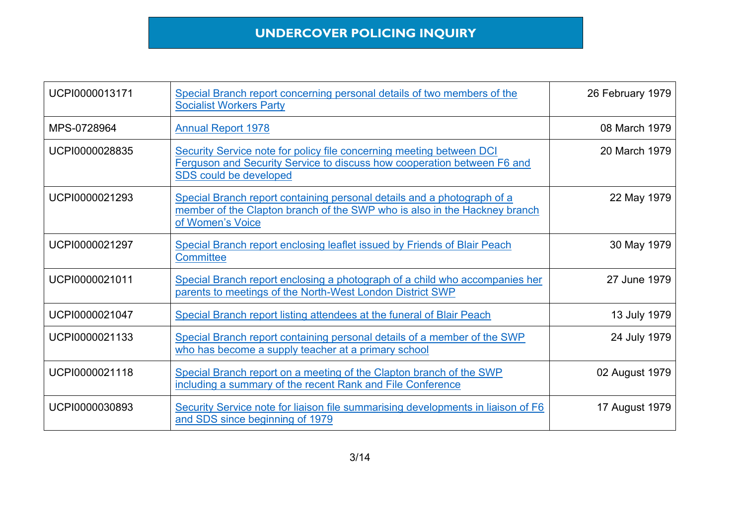# UNDERCOVER POLICING INQUIRY

| | | |
|---|---|---|
| UCPI0000013171 | Special Branch report concerning personal details of two members of the Socialist Workers Party | 26 February 1979 |
| MPS-0728964 | Annual Report 1978 | 08 March 1979 |
| UCPI0000028835 | Security Service note for policy file concerning meeting between DCI Ferguson and Security Service to discuss how cooperation between F6 and SDS could be developed | 20 March 1979 |
| UCPI0000021293 | Special Branch report containing personal details and a photograph of a member of the Clapton branch of the SWP who is also in the Hackney branch of Women's Voice | 22 May 1979 |
| UCPI0000021297 | Special Branch report enclosing leaflet issued by Friends of Blair Peach Committee | 30 May 1979 |
| UCPI0000021011 | Special Branch report enclosing a photograph of a child who accompanies her parents to meetings of the North-West London District SWP | 27 June 1979 |
| UCPI0000021047 | Special Branch report listing attendees at the funeral of Blair Peach | 13 July 1979 |
| UCPI0000021133 | Special Branch report containing personal details of a member of the SWP who has become a supply teacher at a primary school | 24 July 1979 |
| UCPI0000021118 | Special Branch report on a meeting of the Clapton branch of the SWP including a summary of the recent Rank and File Conference | 02 August 1979 |
| UCPI0000030893 | Security Service note for liaison file summarising developments in liaison of F6 and SDS since beginning of 1979 | 17 August 1979 |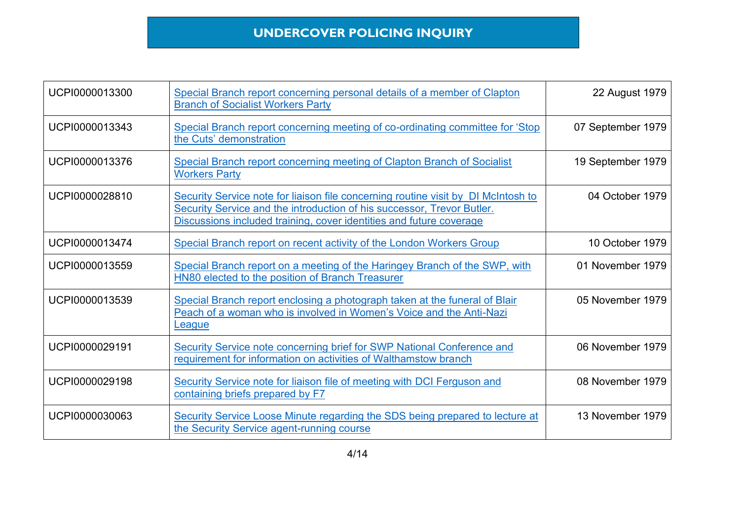# UNDERCOVER POLICING INQUIRY

| | | |
|---|---|---|
| UCPI0000013300 | Special Branch report concerning personal details of a member of Clapton Branch of Socialist Workers Party | 22 August 1979 |
| UCPI0000013343 | Special Branch report concerning meeting of co-ordinating committee for 'Stop the Cuts' demonstration | 07 September 1979 |
| UCPI0000013376 | Special Branch report concerning meeting of Clapton Branch of Socialist Workers Party | 19 September 1979 |
| UCPI0000028810 | Security Service note for liaison file concerning routine visit by DI McIntosh to Security Service and the introduction of his successor, Trevor Butler. Discussions included training, cover identities and future coverage | 04 October 1979 |
| UCPI0000013474 | Special Branch report on recent activity of the London Workers Group | 10 October 1979 |
| UCPI0000013559 | Special Branch report on a meeting of the Haringey Branch of the SWP, with HN80 elected to the position of Branch Treasurer | 01 November 1979 |
| UCPI0000013539 | Special Branch report enclosing a photograph taken at the funeral of Blair Peach of a woman who is involved in Women's Voice and the Anti-Nazi League | 05 November 1979 |
| UCPI0000029191 | Security Service note concerning brief for SWP National Conference and requirement for information on activities of Walthamstow branch | 06 November 1979 |
| UCPI0000029198 | Security Service note for liaison file of meeting with DCI Ferguson and containing briefs prepared by F7 | 08 November 1979 |
| UCPI0000030063 | Security Service Loose Minute regarding the SDS being prepared to lecture at the Security Service agent-running course | 13 November 1979 |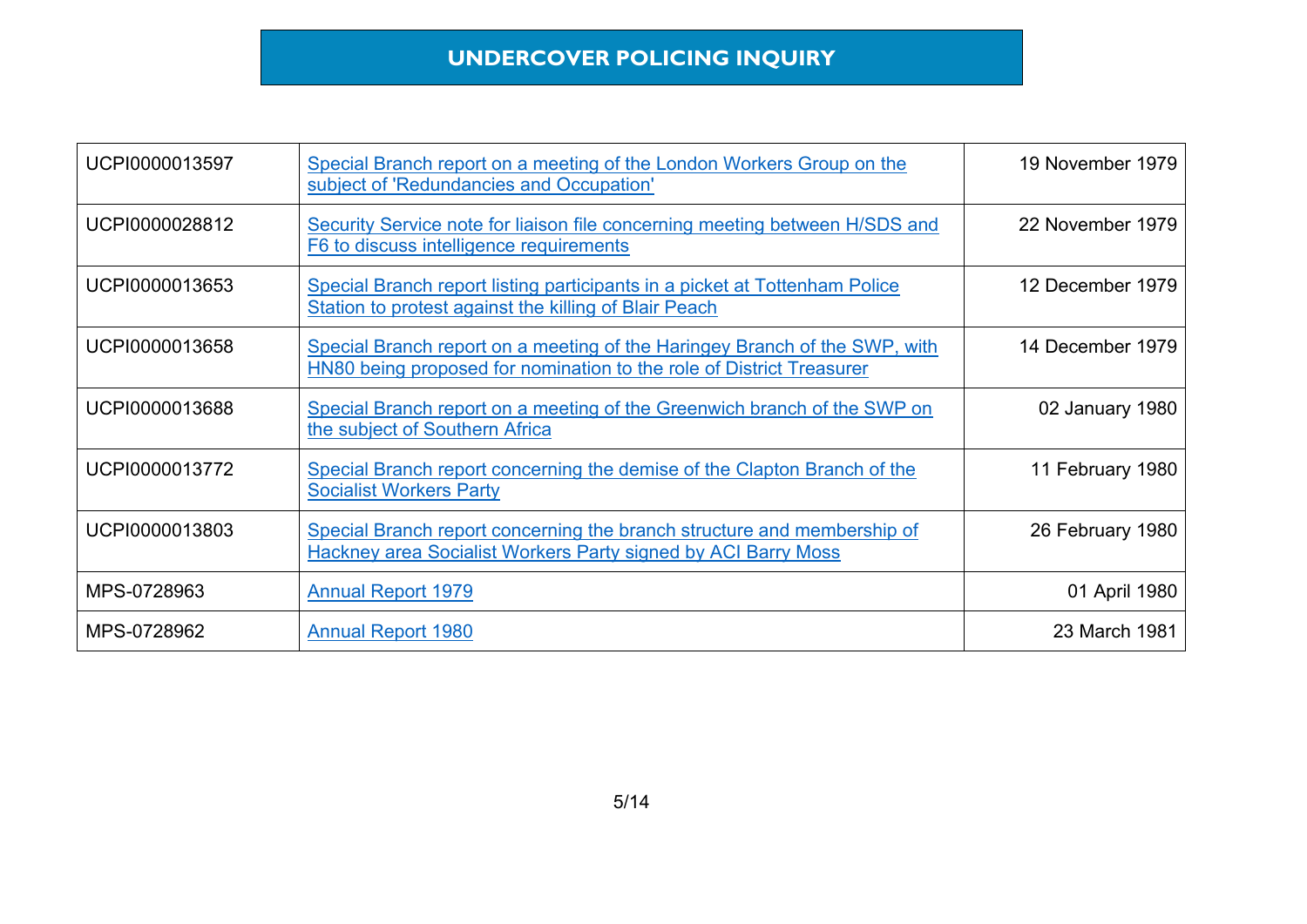# UNDERCOVER POLICING INQUIRY

| | | |
|---|---|---|
| UCPI0000013597 | Special Branch report on a meeting of the London Workers Group on the subject of 'Redundancies and Occupation' | 19 November 1979 |
| UCPI0000028812 | Security Service note for liaison file concerning meeting between H/SDS and F6 to discuss intelligence requirements | 22 November 1979 |
| UCPI0000013653 | Special Branch report listing participants in a picket at Tottenham Police Station to protest against the killing of Blair Peach | 12 December 1979 |
| UCPI0000013658 | Special Branch report on a meeting of the Haringey Branch of the SWP, with HN80 being proposed for nomination to the role of District Treasurer | 14 December 1979 |
| UCPI0000013688 | Special Branch report on a meeting of the Greenwich branch of the SWP on the subject of Southern Africa | 02 January 1980 |
| UCPI0000013772 | Special Branch report concerning the demise of the Clapton Branch of the Socialist Workers Party | 11 February 1980 |
| UCPI0000013803 | Special Branch report concerning the branch structure and membership of Hackney area Socialist Workers Party signed by ACI Barry Moss | 26 February 1980 |
| MPS-0728963 | Annual Report 1979 | 01 April 1980 |
| MPS-0728962 | Annual Report 1980 | 23 March 1981 |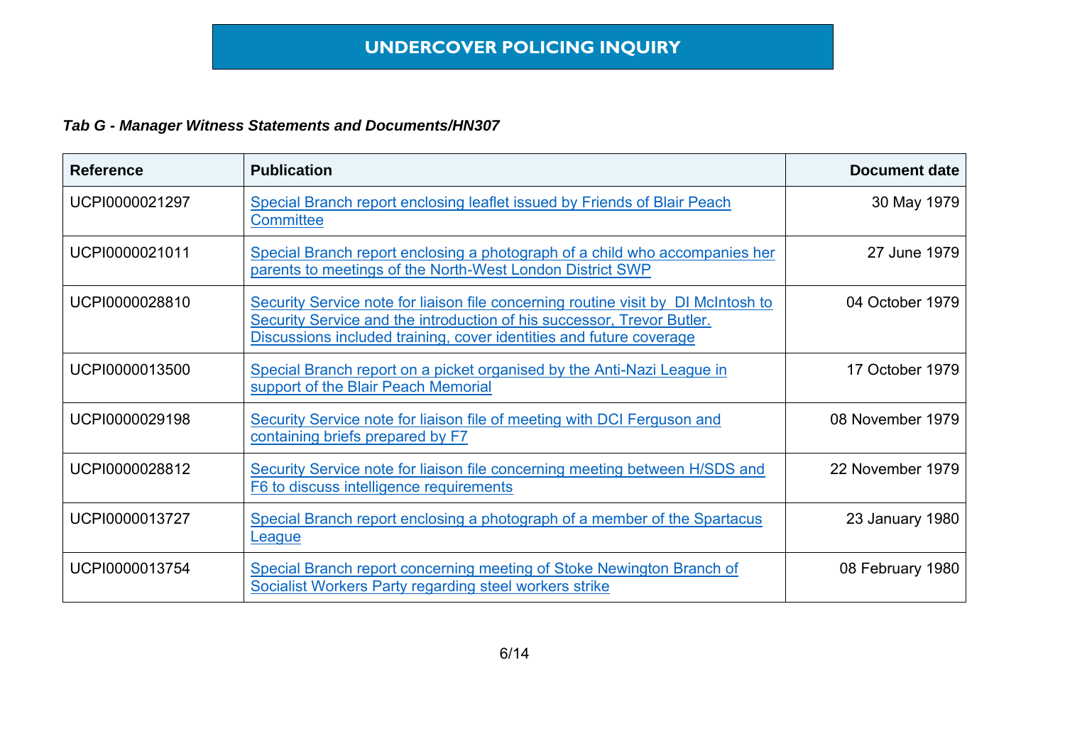# UNDERCOVER POLICING INQUIRY

***Tab G - Manager Witness Statements and Documents/HN307***

| Reference | Publication | Document date |
|---|---|---|
| UCPI0000021297 | Special Branch report enclosing leaflet issued by Friends of Blair Peach Committee | 30 May 1979 |
| UCPI0000021011 | Special Branch report enclosing a photograph of a child who accompanies her parents to meetings of the North-West London District SWP | 27 June 1979 |
| UCPI0000028810 | Security Service note for liaison file concerning routine visit by DI McIntosh to Security Service and the introduction of his successor, Trevor Butler. Discussions included training, cover identities and future coverage | 04 October 1979 |
| UCPI0000013500 | Special Branch report on a picket organised by the Anti-Nazi League in support of the Blair Peach Memorial | 17 October 1979 |
| UCPI0000029198 | Security Service note for liaison file of meeting with DCI Ferguson and containing briefs prepared by F7 | 08 November 1979 |
| UCPI0000028812 | Security Service note for liaison file concerning meeting between H/SDS and F6 to discuss intelligence requirements | 22 November 1979 |
| UCPI0000013727 | Special Branch report enclosing a photograph of a member of the Spartacus League | 23 January 1980 |
| UCPI0000013754 | Special Branch report concerning meeting of Stoke Newington Branch of Socialist Workers Party regarding steel workers strike | 08 February 1980 |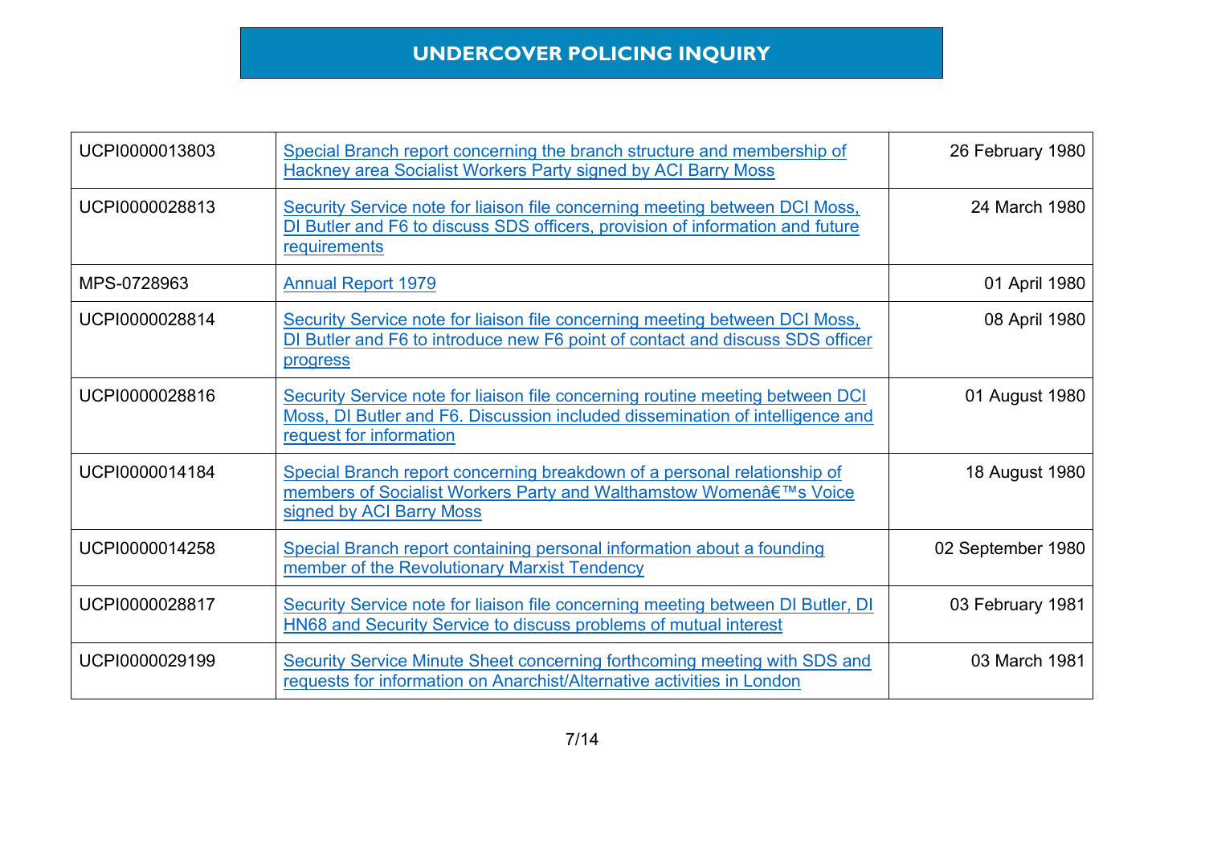# UNDERCOVER POLICING INQUIRY

| | | |
|---|---|---|
| UCPI0000013803 | Special Branch report concerning the branch structure and membership of Hackney area Socialist Workers Party signed by ACI Barry Moss | 26 February 1980 |
| UCPI0000028813 | Security Service note for liaison file concerning meeting between DCI Moss, DI Butler and F6 to discuss SDS officers, provision of information and future requirements | 24 March 1980 |
| MPS-0728963 | Annual Report 1979 | 01 April 1980 |
| UCPI0000028814 | Security Service note for liaison file concerning meeting between DCI Moss, DI Butler and F6 to introduce new F6 point of contact and discuss SDS officer progress | 08 April 1980 |
| UCPI0000028816 | Security Service note for liaison file concerning routine meeting between DCI Moss, DI Butler and F6. Discussion included dissemination of intelligence and request for information | 01 August 1980 |
| UCPI0000014184 | Special Branch report concerning breakdown of a personal relationship of members of Socialist Workers Party and Walthamstow Womenâ€™s Voice signed by ACI Barry Moss | 18 August 1980 |
| UCPI0000014258 | Special Branch report containing personal information about a founding member of the Revolutionary Marxist Tendency | 02 September 1980 |
| UCPI0000028817 | Security Service note for liaison file concerning meeting between DI Butler, DI HN68 and Security Service to discuss problems of mutual interest | 03 February 1981 |
| UCPI0000029199 | Security Service Minute Sheet concerning forthcoming meeting with SDS and requests for information on Anarchist/Alternative activities in London | 03 March 1981 |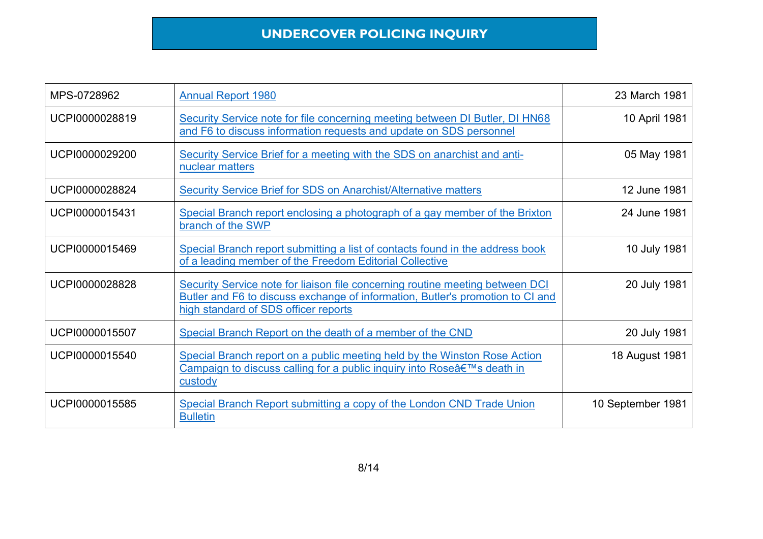# UNDERCOVER POLICING INQUIRY

| | | |
|---|---|---|
| MPS-0728962 | Annual Report 1980 | 23 March 1981 |
| UCPI0000028819 | Security Service note for file concerning meeting between DI Butler, DI HN68 and F6 to discuss information requests and update on SDS personnel | 10 April 1981 |
| UCPI0000029200 | Security Service Brief for a meeting with the SDS on anarchist and anti-nuclear matters | 05 May 1981 |
| UCPI0000028824 | Security Service Brief for SDS on Anarchist/Alternative matters | 12 June 1981 |
| UCPI0000015431 | Special Branch report enclosing a photograph of a gay member of the Brixton branch of the SWP | 24 June 1981 |
| UCPI0000015469 | Special Branch report submitting a list of contacts found in the address book of a leading member of the Freedom Editorial Collective | 10 July 1981 |
| UCPI0000028828 | Security Service note for liaison file concerning routine meeting between DCI Butler and F6 to discuss exchange of information, Butler's promotion to CI and high standard of SDS officer reports | 20 July 1981 |
| UCPI0000015507 | Special Branch Report on the death of a member of the CND | 20 July 1981 |
| UCPI0000015540 | Special Branch report on a public meeting held by the Winston Rose Action Campaign to discuss calling for a public inquiry into Roseâ€™s death in custody | 18 August 1981 |
| UCPI0000015585 | Special Branch Report submitting a copy of the London CND Trade Union Bulletin | 10 September 1981 |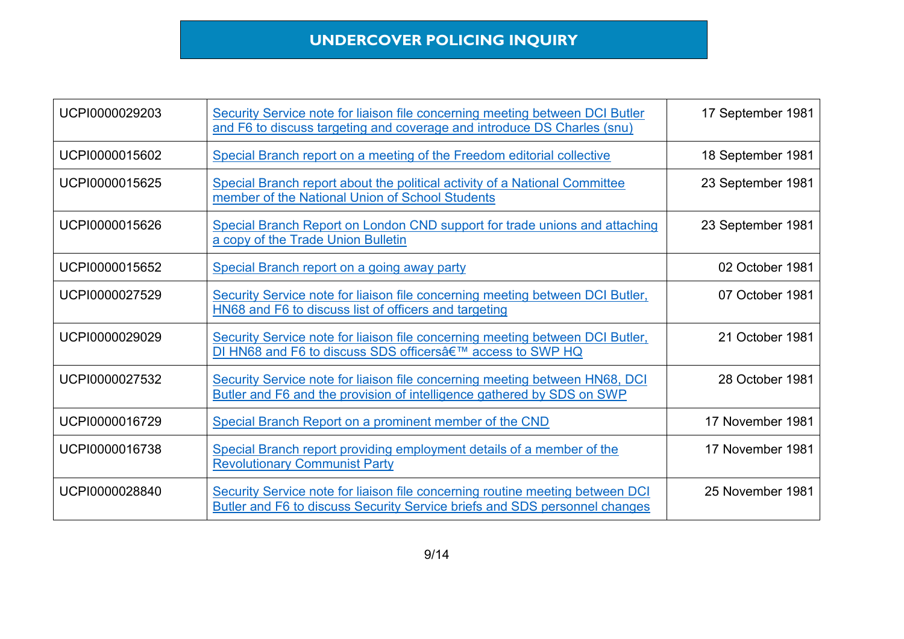# UNDERCOVER POLICING INQUIRY

| | | |
|---|---|---|
| UCPI0000029203 | Security Service note for liaison file concerning meeting between DCI Butler and F6 to discuss targeting and coverage and introduce DS Charles (snu) | 17 September 1981 |
| UCPI0000015602 | Special Branch report on a meeting of the Freedom editorial collective | 18 September 1981 |
| UCPI0000015625 | Special Branch report about the political activity of a National Committee member of the National Union of School Students | 23 September 1981 |
| UCPI0000015626 | Special Branch Report on London CND support for trade unions and attaching a copy of the Trade Union Bulletin | 23 September 1981 |
| UCPI0000015652 | Special Branch report on a going away party | 02 October 1981 |
| UCPI0000027529 | Security Service note for liaison file concerning meeting between DCI Butler, HN68 and F6 to discuss list of officers and targeting | 07 October 1981 |
| UCPI0000029029 | Security Service note for liaison file concerning meeting between DCI Butler, DI HN68 and F6 to discuss SDS officersâ€™ access to SWP HQ | 21 October 1981 |
| UCPI0000027532 | Security Service note for liaison file concerning meeting between HN68, DCI Butler and F6 and the provision of intelligence gathered by SDS on SWP | 28 October 1981 |
| UCPI0000016729 | Special Branch Report on a prominent member of the CND | 17 November 1981 |
| UCPI0000016738 | Special Branch report providing employment details of a member of the Revolutionary Communist Party | 17 November 1981 |
| UCPI0000028840 | Security Service note for liaison file concerning routine meeting between DCI Butler and F6 to discuss Security Service briefs and SDS personnel changes | 25 November 1981 |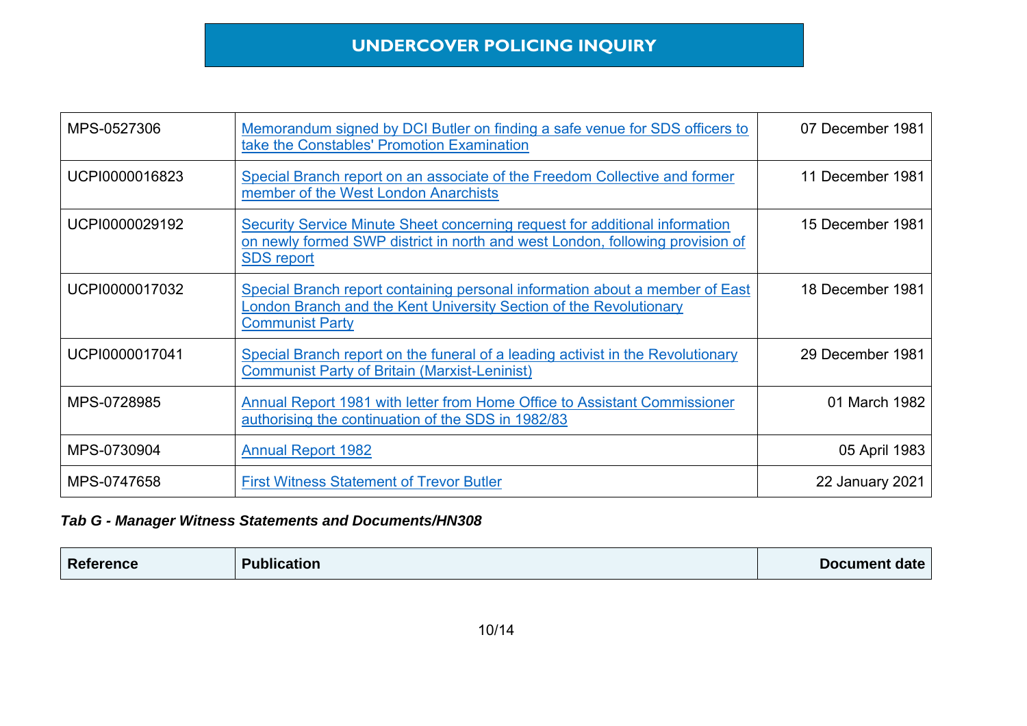| MPS-0527306 | Memorandum signed by DCI Butler on finding a safe venue for SDS officers to take the Constables' Promotion Examination | 07 December 1981 |
|---|---|---|
| UCPI0000016823 | Special Branch report on an associate of the Freedom Collective and former member of the West London Anarchists | 11 December 1981 |
| UCPI0000029192 | Security Service Minute Sheet concerning request for additional information on newly formed SWP district in north and west London, following provision of SDS report | 15 December 1981 |
| UCPI0000017032 | Special Branch report containing personal information about a member of East London Branch and the Kent University Section of the Revolutionary Communist Party | 18 December 1981 |
| UCPI0000017041 | Special Branch report on the funeral of a leading activist in the Revolutionary Communist Party of Britain (Marxist-Leninist) | 29 December 1981 |
| MPS-0728985 | Annual Report 1981 with letter from Home Office to Assistant Commissioner authorising the continuation of the SDS in 1982/83 | 01 March 1982 |
| MPS-0730904 | Annual Report 1982 | 05 April 1983 |
| MPS-0747658 | First Witness Statement of Trevor Butler | 22 January 2021 |

***Tab G - Manager Witness Statements and Documents/HN308***

| Reference | Publication | Document date |
|---|---|---|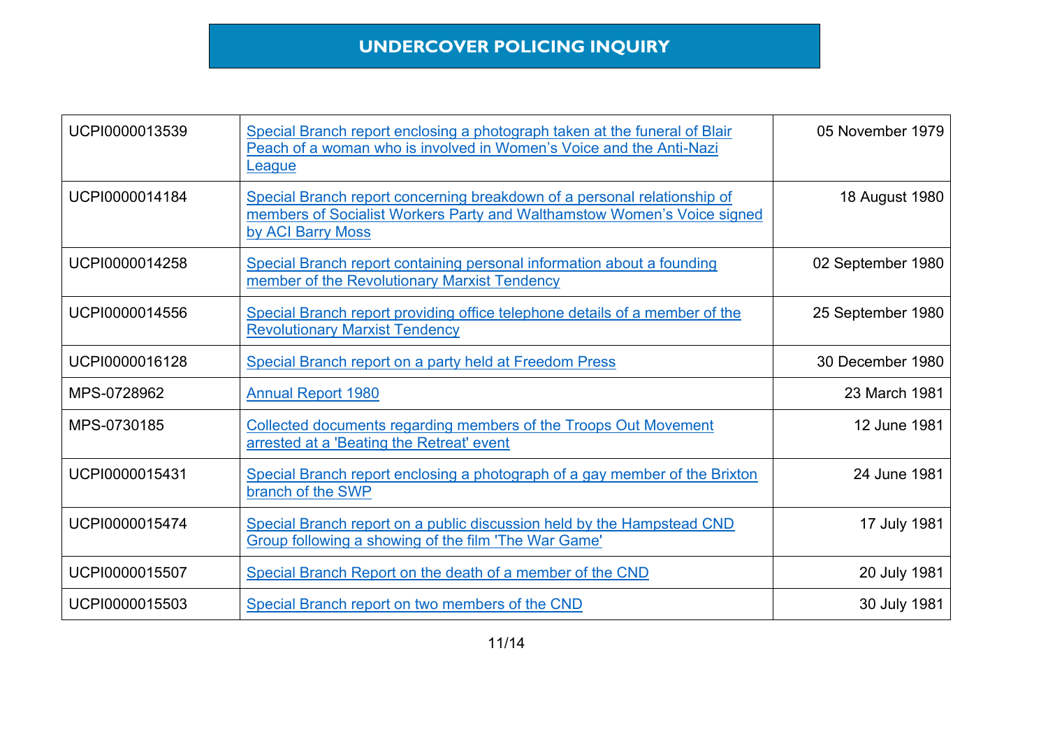# UNDERCOVER POLICING INQUIRY

| | | |
|---|---|---|
| UCPI0000013539 | Special Branch report enclosing a photograph taken at the funeral of Blair Peach of a woman who is involved in Women's Voice and the Anti-Nazi League | 05 November 1979 |
| UCPI0000014184 | Special Branch report concerning breakdown of a personal relationship of members of Socialist Workers Party and Walthamstow Women's Voice signed by ACI Barry Moss | 18 August 1980 |
| UCPI0000014258 | Special Branch report containing personal information about a founding member of the Revolutionary Marxist Tendency | 02 September 1980 |
| UCPI0000014556 | Special Branch report providing office telephone details of a member of the Revolutionary Marxist Tendency | 25 September 1980 |
| UCPI0000016128 | Special Branch report on a party held at Freedom Press | 30 December 1980 |
| MPS-0728962 | Annual Report 1980 | 23 March 1981 |
| MPS-0730185 | Collected documents regarding members of the Troops Out Movement arrested at a 'Beating the Retreat' event | 12 June 1981 |
| UCPI0000015431 | Special Branch report enclosing a photograph of a gay member of the Brixton branch of the SWP | 24 June 1981 |
| UCPI0000015474 | Special Branch report on a public discussion held by the Hampstead CND Group following a showing of the film 'The War Game' | 17 July 1981 |
| UCPI0000015507 | Special Branch Report on the death of a member of the CND | 20 July 1981 |
| UCPI0000015503 | Special Branch report on two members of the CND | 30 July 1981 |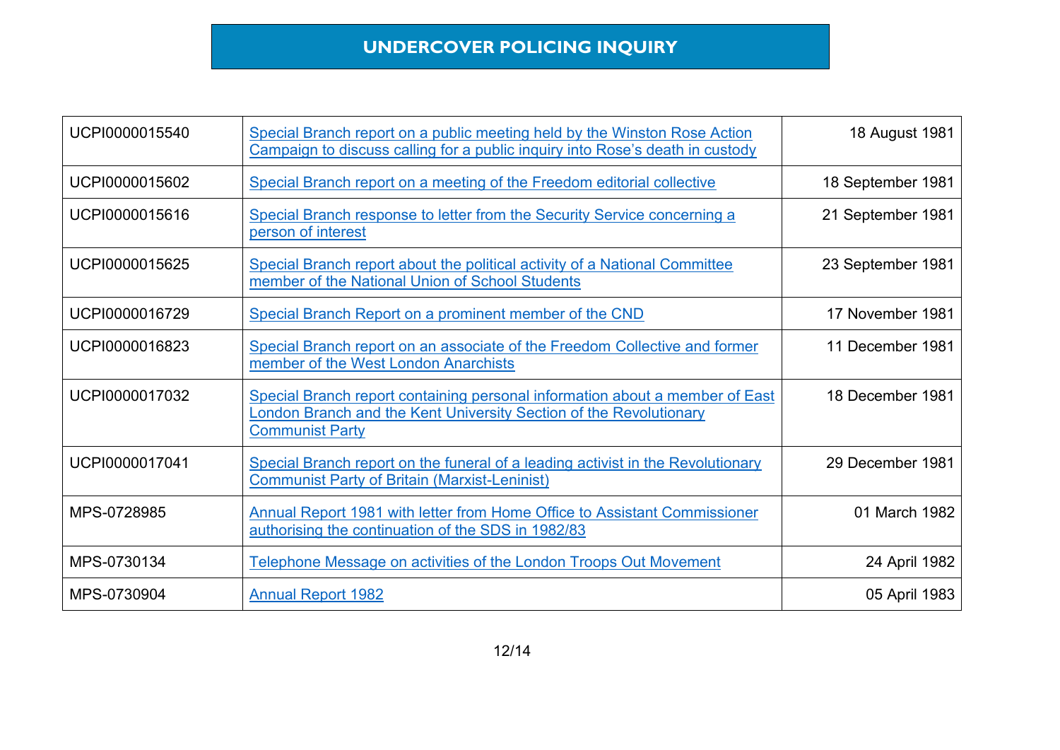# UNDERCOVER POLICING INQUIRY

| | | |
|---|---|---|
| UCPI0000015540 | Special Branch report on a public meeting held by the Winston Rose Action Campaign to discuss calling for a public inquiry into Rose's death in custody | 18 August 1981 |
| UCPI0000015602 | Special Branch report on a meeting of the Freedom editorial collective | 18 September 1981 |
| UCPI0000015616 | Special Branch response to letter from the Security Service concerning a person of interest | 21 September 1981 |
| UCPI0000015625 | Special Branch report about the political activity of a National Committee member of the National Union of School Students | 23 September 1981 |
| UCPI0000016729 | Special Branch Report on a prominent member of the CND | 17 November 1981 |
| UCPI0000016823 | Special Branch report on an associate of the Freedom Collective and former member of the West London Anarchists | 11 December 1981 |
| UCPI0000017032 | Special Branch report containing personal information about a member of East London Branch and the Kent University Section of the Revolutionary Communist Party | 18 December 1981 |
| UCPI0000017041 | Special Branch report on the funeral of a leading activist in the Revolutionary Communist Party of Britain (Marxist-Leninist) | 29 December 1981 |
| MPS-0728985 | Annual Report 1981 with letter from Home Office to Assistant Commissioner authorising the continuation of the SDS in 1982/83 | 01 March 1982 |
| MPS-0730134 | Telephone Message on activities of the London Troops Out Movement | 24 April 1982 |
| MPS-0730904 | Annual Report 1982 | 05 April 1983 |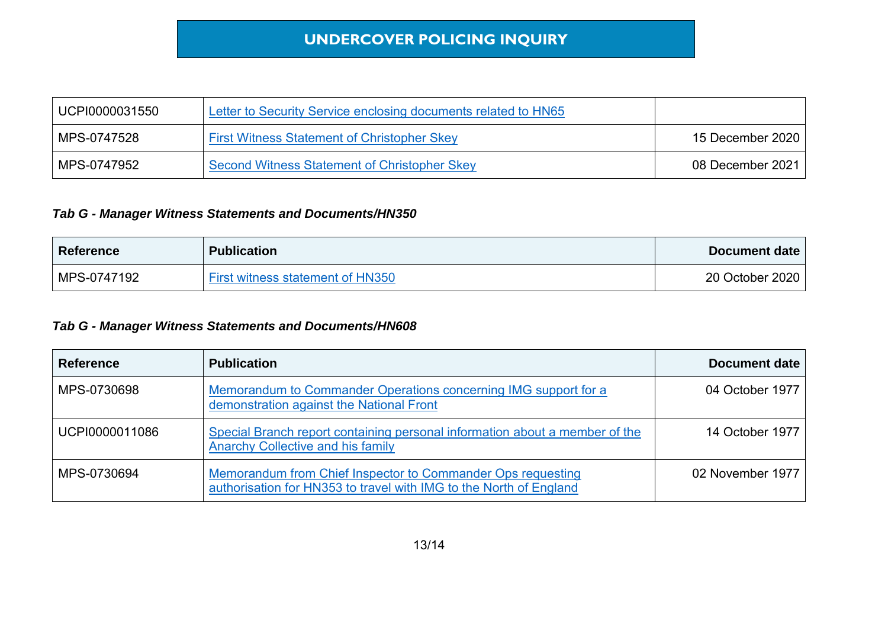| | | |
|---|---|---|
| UCPI0000031550 | Letter to Security Service enclosing documents related to HN65 | |
| MPS-0747528 | First Witness Statement of Christopher Skey | 15 December 2020 |
| MPS-0747952 | Second Witness Statement of Christopher Skey | 08 December 2021 |

***Tab G - Manager Witness Statements and Documents/HN350***

| Reference | Publication | Document date |
|---|---|---|
| MPS-0747192 | First witness statement of HN350 | 20 October 2020 |

***Tab G - Manager Witness Statements and Documents/HN608***

| Reference | Publication | Document date |
|---|---|---|
| MPS-0730698 | Memorandum to Commander Operations concerning IMG support for a demonstration against the National Front | 04 October 1977 |
| UCPI0000011086 | Special Branch report containing personal information about a member of the Anarchy Collective and his family | 14 October 1977 |
| MPS-0730694 | Memorandum from Chief Inspector to Commander Ops requesting authorisation for HN353 to travel with IMG to the North of England | 02 November 1977 |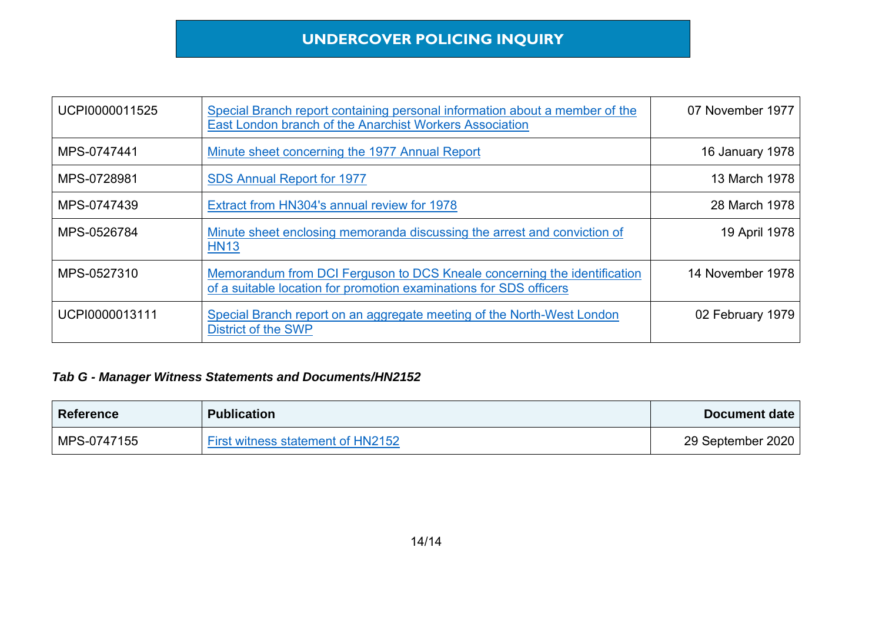# UNDERCOVER POLICING INQUIRY

| | | |
|---|---|---|
| UCPI0000011525 | Special Branch report containing personal information about a member of the East London branch of the Anarchist Workers Association | 07 November 1977 |
| MPS-0747441 | Minute sheet concerning the 1977 Annual Report | 16 January 1978 |
| MPS-0728981 | SDS Annual Report for 1977 | 13 March 1978 |
| MPS-0747439 | Extract from HN304's annual review for 1978 | 28 March 1978 |
| MPS-0526784 | Minute sheet enclosing memoranda discussing the arrest and conviction of HN13 | 19 April 1978 |
| MPS-0527310 | Memorandum from DCI Ferguson to DCS Kneale concerning the identification of a suitable location for promotion examinations for SDS officers | 14 November 1978 |
| UCPI0000013111 | Special Branch report on an aggregate meeting of the North-West London District of the SWP | 02 February 1979 |

***Tab G - Manager Witness Statements and Documents/HN2152***

| Reference | Publication | Document date |
|---|---|---|
| MPS-0747155 | First witness statement of HN2152 | 29 September 2020 |